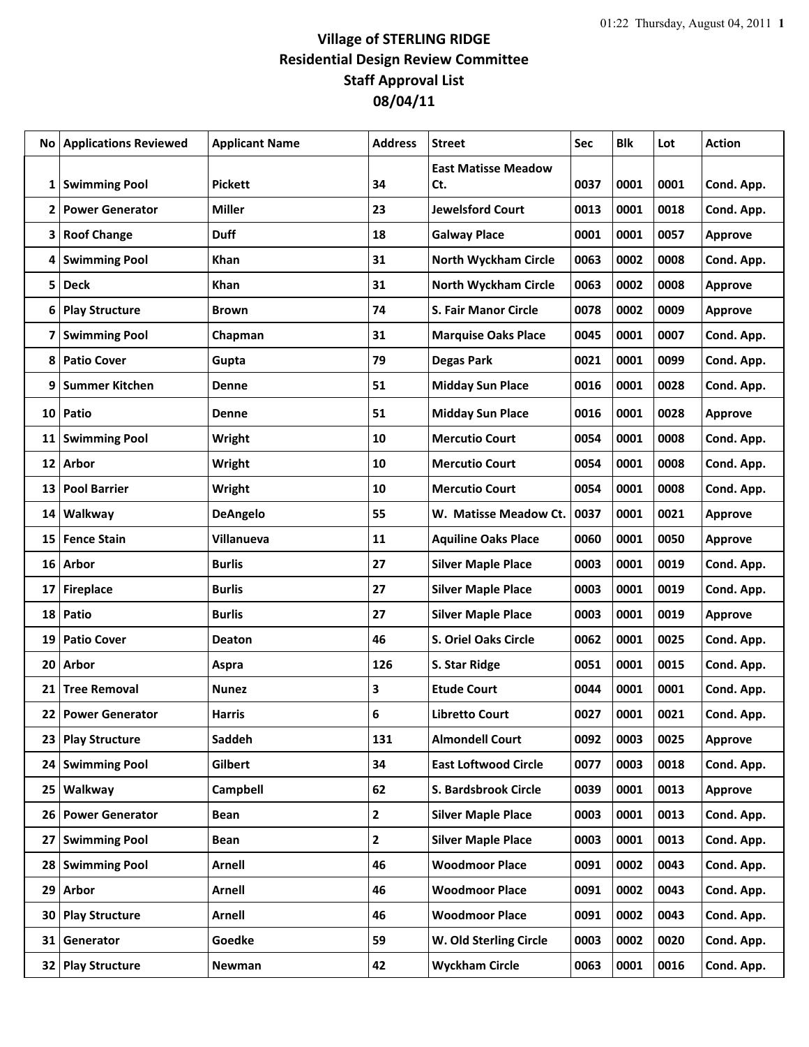# Village of STERLING RIDGE
## Residential Design Review Committee
## Staff Approval List
## 08/04/11

| No | Applications Reviewed | Applicant Name | Address | Street | Sec | Blk | Lot | Action |
|---|---|---|---|---|---|---|---|---|
| 1 | Swimming Pool | Pickett | 34 | East Matisse Meadow Ct. | 0037 | 0001 | 0001 | Cond. App. |
| 2 | Power Generator | Miller | 23 | Jewelsford Court | 0013 | 0001 | 0018 | Cond. App. |
| 3 | Roof Change | Duff | 18 | Galway Place | 0001 | 0001 | 0057 | Approve |
| 4 | Swimming Pool | Khan | 31 | North Wyckham Circle | 0063 | 0002 | 0008 | Cond. App. |
| 5 | Deck | Khan | 31 | North Wyckham Circle | 0063 | 0002 | 0008 | Approve |
| 6 | Play Structure | Brown | 74 | S. Fair Manor Circle | 0078 | 0002 | 0009 | Approve |
| 7 | Swimming Pool | Chapman | 31 | Marquise Oaks Place | 0045 | 0001 | 0007 | Cond. App. |
| 8 | Patio Cover | Gupta | 79 | Degas Park | 0021 | 0001 | 0099 | Cond. App. |
| 9 | Summer Kitchen | Denne | 51 | Midday Sun Place | 0016 | 0001 | 0028 | Cond. App. |
| 10 | Patio | Denne | 51 | Midday Sun Place | 0016 | 0001 | 0028 | Approve |
| 11 | Swimming Pool | Wright | 10 | Mercutio Court | 0054 | 0001 | 0008 | Cond. App. |
| 12 | Arbor | Wright | 10 | Mercutio Court | 0054 | 0001 | 0008 | Cond. App. |
| 13 | Pool Barrier | Wright | 10 | Mercutio Court | 0054 | 0001 | 0008 | Cond. App. |
| 14 | Walkway | DeAngelo | 55 | W. Matisse Meadow Ct. | 0037 | 0001 | 0021 | Approve |
| 15 | Fence Stain | Villanueva | 11 | Aquiline Oaks Place | 0060 | 0001 | 0050 | Approve |
| 16 | Arbor | Burlis | 27 | Silver Maple Place | 0003 | 0001 | 0019 | Cond. App. |
| 17 | Fireplace | Burlis | 27 | Silver Maple Place | 0003 | 0001 | 0019 | Cond. App. |
| 18 | Patio | Burlis | 27 | Silver Maple Place | 0003 | 0001 | 0019 | Approve |
| 19 | Patio Cover | Deaton | 46 | S. Oriel Oaks Circle | 0062 | 0001 | 0025 | Cond. App. |
| 20 | Arbor | Aspra | 126 | S. Star Ridge | 0051 | 0001 | 0015 | Cond. App. |
| 21 | Tree Removal | Nunez | 3 | Etude Court | 0044 | 0001 | 0001 | Cond. App. |
| 22 | Power Generator | Harris | 6 | Libretto Court | 0027 | 0001 | 0021 | Cond. App. |
| 23 | Play Structure | Saddeh | 131 | Almondell Court | 0092 | 0003 | 0025 | Approve |
| 24 | Swimming Pool | Gilbert | 34 | East Loftwood Circle | 0077 | 0003 | 0018 | Cond. App. |
| 25 | Walkway | Campbell | 62 | S. Bardsbrook Circle | 0039 | 0001 | 0013 | Approve |
| 26 | Power Generator | Bean | 2 | Silver Maple Place | 0003 | 0001 | 0013 | Cond. App. |
| 27 | Swimming Pool | Bean | 2 | Silver Maple Place | 0003 | 0001 | 0013 | Cond. App. |
| 28 | Swimming Pool | Arnell | 46 | Woodmoor Place | 0091 | 0002 | 0043 | Cond. App. |
| 29 | Arbor | Arnell | 46 | Woodmoor Place | 0091 | 0002 | 0043 | Cond. App. |
| 30 | Play Structure | Arnell | 46 | Woodmoor Place | 0091 | 0002 | 0043 | Cond. App. |
| 31 | Generator | Goedke | 59 | W. Old Sterling Circle | 0003 | 0002 | 0020 | Cond. App. |
| 32 | Play Structure | Newman | 42 | Wyckham Circle | 0063 | 0001 | 0016 | Cond. App. |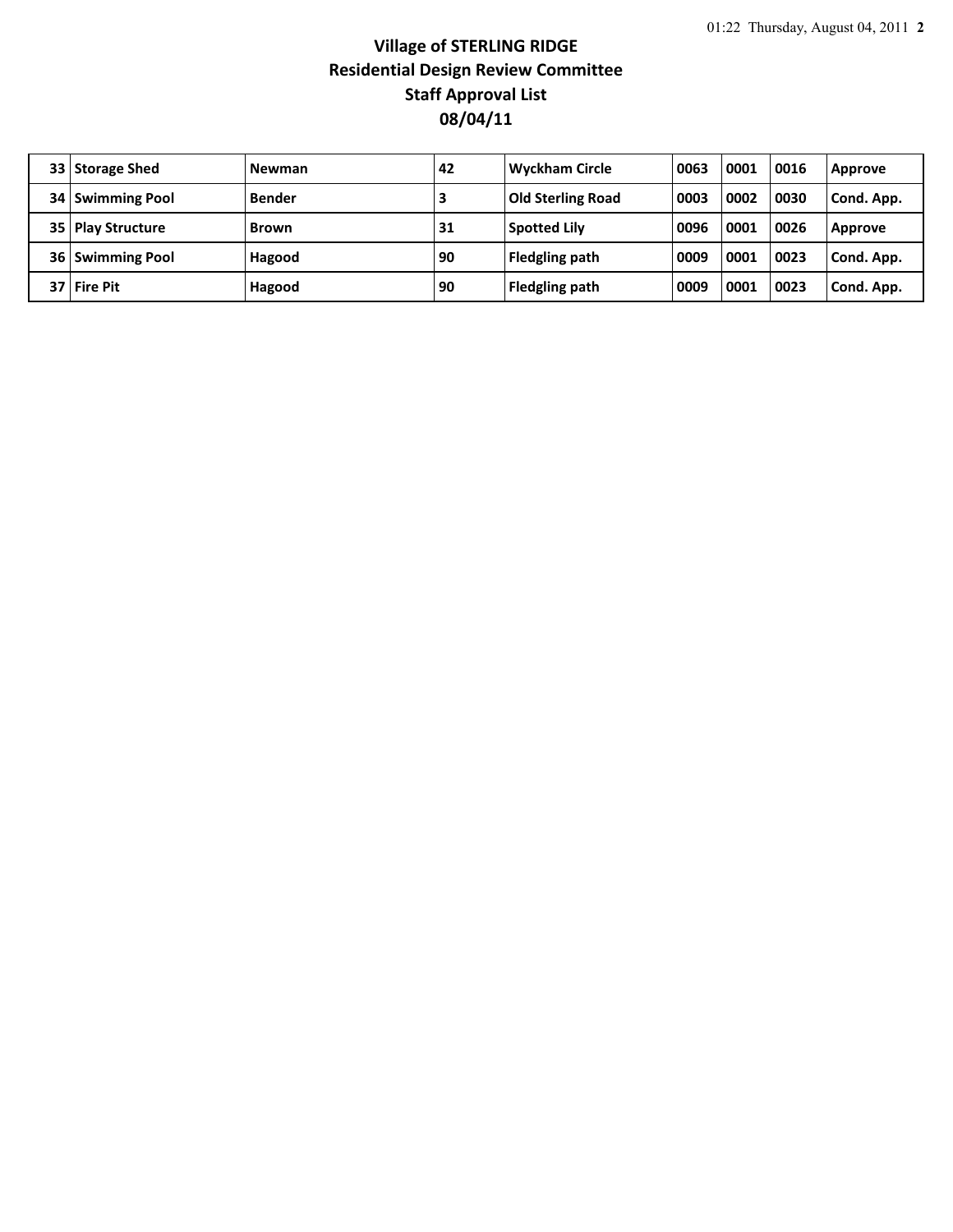**Village of STERLING RIDGE**
**Residential Design Review Committee**
**Staff Approval List**
**08/04/11**

| | | | | | | | | |
|---|---|---|---|---|---|---|---|---|
| 33 | Storage Shed | Newman | 42 | Wyckham Circle | 0063 | 0001 | 0016 | Approve |
| 34 | Swimming Pool | Bender | 3 | Old Sterling Road | 0003 | 0002 | 0030 | Cond. App. |
| 35 | Play Structure | Brown | 31 | Spotted Lily | 0096 | 0001 | 0026 | Approve |
| 36 | Swimming Pool | Hagood | 90 | Fledgling path | 0009 | 0001 | 0023 | Cond. App. |
| 37 | Fire Pit | Hagood | 90 | Fledgling path | 0009 | 0001 | 0023 | Cond. App. |